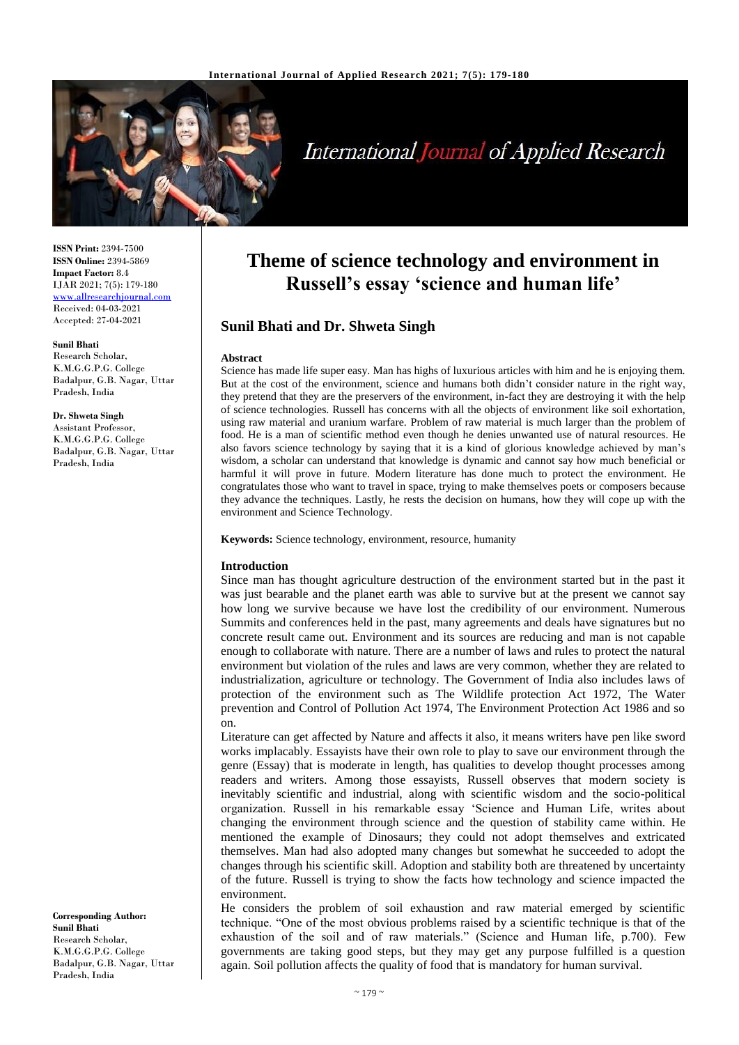ISSN Print: 2394-7500
ISSN Online: 2394-5869
Impact Factor: 8.4
IJAR 2021; 7(5): 179-180
www.allresearchjournal.com
Received: 04-03-2021
Accepted: 27-04-2021

**Sunil Bhati**
Research Scholar, K.M.G.G.P.G. College Badalpur, G.B. Nagar, Uttar Pradesh, India

**Dr. Shweta Singh**
Assistant Professor, K.M.G.G.P.G. College Badalpur, G.B. Nagar, Uttar Pradesh, India

**Corresponding Author:**
**Sunil Bhati**
Research Scholar, K.M.G.G.P.G. College Badalpur, G.B. Nagar, Uttar Pradesh, India

# Theme of science technology and environment in Russell's essay 'science and human life'

## Sunil Bhati and Dr. Shweta Singh

**Abstract**

Science has made life super easy. Man has highs of luxurious articles with him and he is enjoying them. But at the cost of the environment, science and humans both didn't consider nature in the right way, they pretend that they are the preservers of the environment, in-fact they are destroying it with the help of science technologies. Russell has concerns with all the objects of environment like soil exhortation, using raw material and uranium warfare. Problem of raw material is much larger than the problem of food. He is a man of scientific method even though he denies unwanted use of natural resources. He also favors science technology by saying that it is a kind of glorious knowledge achieved by man's wisdom, a scholar can understand that knowledge is dynamic and cannot say how much beneficial or harmful it will prove in future. Modern literature has done much to protect the environment. He congratulates those who want to travel in space, trying to make themselves poets or composers because they advance the techniques. Lastly, he rests the decision on humans, how they will cope up with the environment and Science Technology.

**Keywords:** Science technology, environment, resource, humanity

## Introduction

Since man has thought agriculture destruction of the environment started but in the past it was just bearable and the planet earth was able to survive but at the present we cannot say how long we survive because we have lost the credibility of our environment. Numerous Summits and conferences held in the past, many agreements and deals have signatures but no concrete result came out. Environment and its sources are reducing and man is not capable enough to collaborate with nature. There are a number of laws and rules to protect the natural environment but violation of the rules and laws are very common, whether they are related to industrialization, agriculture or technology. The Government of India also includes laws of protection of the environment such as The Wildlife protection Act 1972, The Water prevention and Control of Pollution Act 1974, The Environment Protection Act 1986 and so on.

Literature can get affected by Nature and affects it also, it means writers have pen like sword works implacably. Essayists have their own role to play to save our environment through the genre (Essay) that is moderate in length, has qualities to develop thought processes among readers and writers. Among those essayists, Russell observes that modern society is inevitably scientific and industrial, along with scientific wisdom and the socio-political organization. Russell in his remarkable essay 'Science and Human Life, writes about changing the environment through science and the question of stability came within. He mentioned the example of Dinosaurs; they could not adopt themselves and extricated themselves. Man had also adopted many changes but somewhat he succeeded to adopt the changes through his scientific skill. Adoption and stability both are threatened by uncertainty of the future. Russell is trying to show the facts how technology and science impacted the environment.

He considers the problem of soil exhaustion and raw material emerged by scientific technique. "One of the most obvious problems raised by a scientific technique is that of the exhaustion of the soil and of raw materials." (Science and Human life, p.700). Few governments are taking good steps, but they may get any purpose fulfilled is a question again. Soil pollution affects the quality of food that is mandatory for human survival.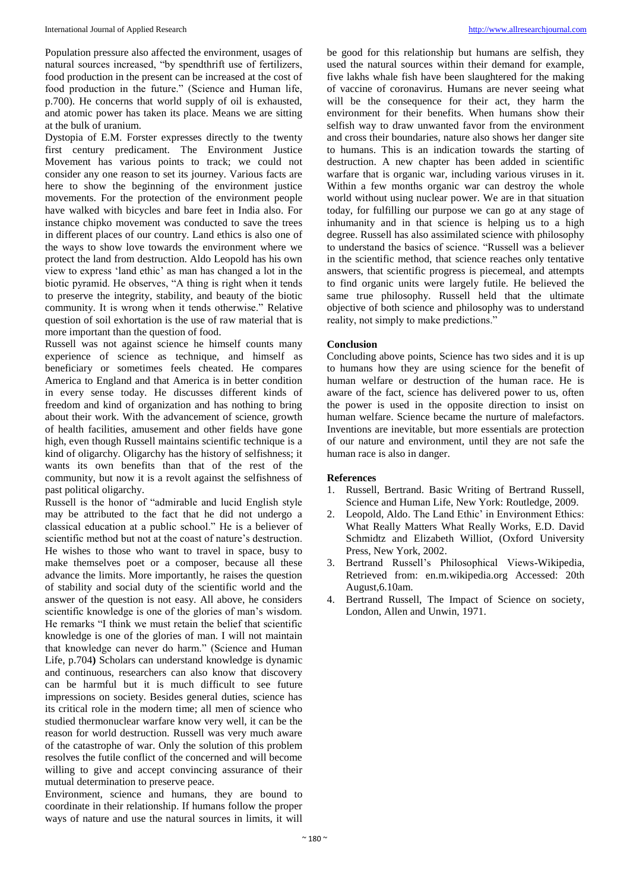Population pressure also affected the environment, usages of natural sources increased, "by spendthrift use of fertilizers, food production in the present can be increased at the cost of food production in the future." (Science and Human life, p.700). He concerns that world supply of oil is exhausted, and atomic power has taken its place. Means we are sitting at the bulk of uranium.

Dystopia of E.M. Forster expresses directly to the twenty first century predicament. The Environment Justice Movement has various points to track; we could not consider any one reason to set its journey. Various facts are here to show the beginning of the environment justice movements. For the protection of the environment people have walked with bicycles and bare feet in India also. For instance chipko movement was conducted to save the trees in different places of our country. Land ethics is also one of the ways to show love towards the environment where we protect the land from destruction. Aldo Leopold has his own view to express 'land ethic' as man has changed a lot in the biotic pyramid. He observes, "A thing is right when it tends to preserve the integrity, stability, and beauty of the biotic community. It is wrong when it tends otherwise." Relative question of soil exhortation is the use of raw material that is more important than the question of food.

Russell was not against science he himself counts many experience of science as technique, and himself as beneficiary or sometimes feels cheated. He compares America to England and that America is in better condition in every sense today. He discusses different kinds of freedom and kind of organization and has nothing to bring about their work. With the advancement of science, growth of health facilities, amusement and other fields have gone high, even though Russell maintains scientific technique is a kind of oligarchy. Oligarchy has the history of selfishness; it wants its own benefits than that of the rest of the community, but now it is a revolt against the selfishness of past political oligarchy.

Russell is the honor of "admirable and lucid English style may be attributed to the fact that he did not undergo a classical education at a public school." He is a believer of scientific method but not at the coast of nature's destruction. He wishes to those who want to travel in space, busy to make themselves poet or a composer, because all these advance the limits. More importantly, he raises the question of stability and social duty of the scientific world and the answer of the question is not easy. All above, he considers scientific knowledge is one of the glories of man's wisdom. He remarks "I think we must retain the belief that scientific knowledge is one of the glories of man. I will not maintain that knowledge can never do harm." (Science and Human Life, p.704**)** Scholars can understand knowledge is dynamic and continuous, researchers can also know that discovery can be harmful but it is much difficult to see future impressions on society. Besides general duties, science has its critical role in the modern time; all men of science who studied thermonuclear warfare know very well, it can be the reason for world destruction. Russell was very much aware of the catastrophe of war. Only the solution of this problem resolves the futile conflict of the concerned and will become willing to give and accept convincing assurance of their mutual determination to preserve peace.

Environment, science and humans, they are bound to coordinate in their relationship. If humans follow the proper ways of nature and use the natural sources in limits, it will be good for this relationship but humans are selfish, they used the natural sources within their demand for example, five lakhs whale fish have been slaughtered for the making of vaccine of coronavirus. Humans are never seeing what will be the consequence for their act, they harm the environment for their benefits. When humans show their selfish way to draw unwanted favor from the environment and cross their boundaries, nature also shows her danger site to humans. This is an indication towards the starting of destruction. A new chapter has been added in scientific warfare that is organic war, including various viruses in it. Within a few months organic war can destroy the whole world without using nuclear power. We are in that situation today, for fulfilling our purpose we can go at any stage of inhumanity and in that science is helping us to a high degree. Russell has also assimilated science with philosophy to understand the basics of science. "Russell was a believer in the scientific method, that science reaches only tentative answers, that scientific progress is piecemeal, and attempts to find organic units were largely futile. He believed the same true philosophy. Russell held that the ultimate objective of both science and philosophy was to understand reality, not simply to make predictions."

## Conclusion

Concluding above points, Science has two sides and it is up to humans how they are using science for the benefit of human welfare or destruction of the human race. He is aware of the fact, science has delivered power to us, often the power is used in the opposite direction to insist on human welfare. Science became the nurture of malefactors. Inventions are inevitable, but more essentials are protection of our nature and environment, until they are not safe the human race is also in danger.

## References

1. Russell, Bertrand. Basic Writing of Bertrand Russell, Science and Human Life, New York: Routledge, 2009.
2. Leopold, Aldo. The Land Ethic' in Environment Ethics: What Really Matters What Really Works, E.D. David Schmidtz and Elizabeth Williot, (Oxford University Press, New York, 2002.
3. Bertrand Russell's Philosophical Views-Wikipedia, Retrieved from: en.m.wikipedia.org Accessed: 20th August,6.10am.
4. Bertrand Russell, The Impact of Science on society, London, Allen and Unwin, 1971.